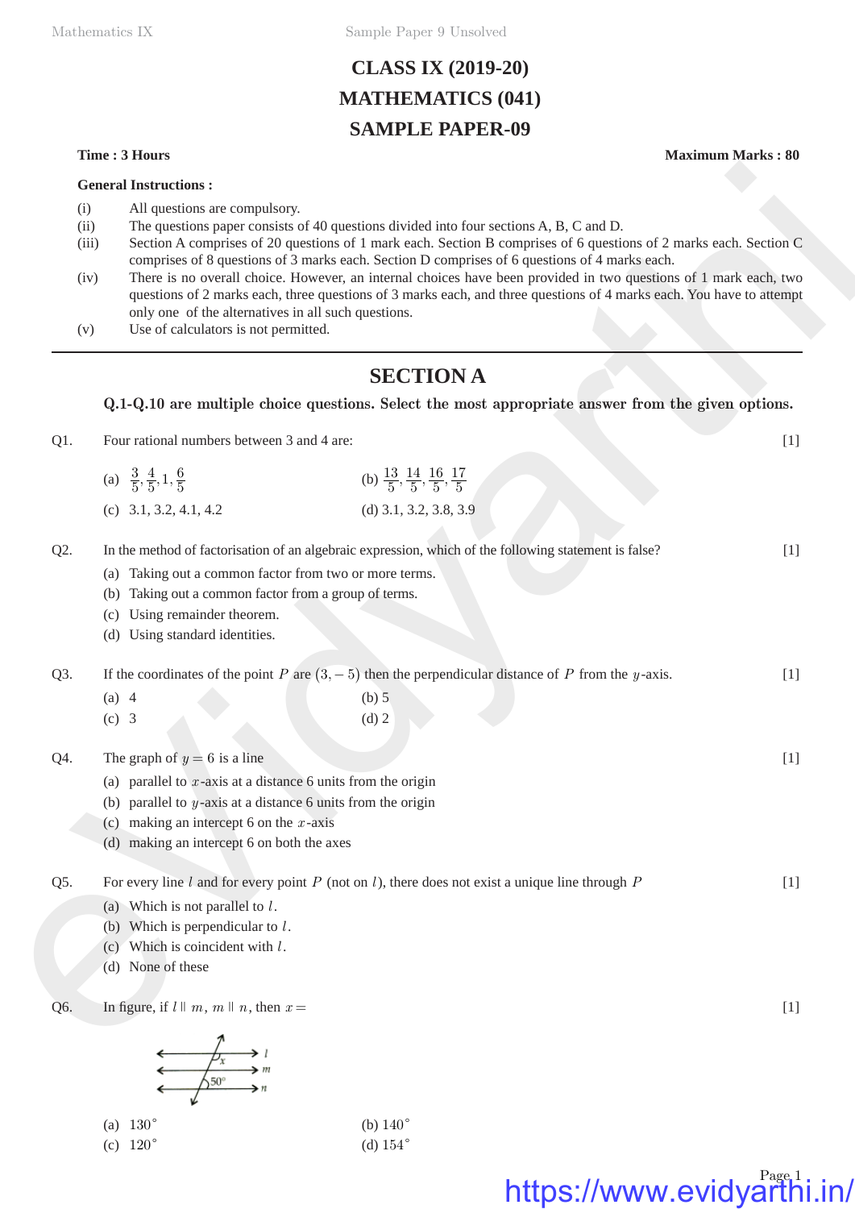# CLASS IX (2019-20)
# MATHEMATICS (041)
# SAMPLE PAPER-09

**Time : 3 Hours** **Maximum Marks : 80**

**General Instructions :**

(i) All questions are compulsory.

(ii) The questions paper consists of 40 questions divided into four sections A, B, C and D.

(iii) Section A comprises of 20 questions of 1 mark each. Section B comprises of 6 questions of 2 marks each. Section C comprises of 8 questions of 3 marks each. Section D comprises of 6 questions of 4 marks each.

(iv) There is no overall choice. However, an internal choices have been provided in two questions of 1 mark each, two questions of 2 marks each, three questions of 3 marks each, and three questions of 4 marks each. You have to attempt only one of the alternatives in all such questions.

(v) Use of calculators is not permitted.

---

## SECTION A

**Q.1-Q.10 are multiple choice questions. Select the most appropriate answer from the given options.**

Q1. Four rational numbers between 3 and 4 are: [1]

(a) $\frac{3}{5}, \frac{4}{5}, 1, \frac{6}{5}$

(b) $\frac{13}{5}, \frac{14}{5}, \frac{16}{5}, \frac{17}{5}$

(c) 3.1, 3.2, 4.1, 4.2

(d) 3.1, 3.2, 3.8, 3.9

Q2. In the method of factorisation of an algebraic expression, which of the following statement is false? [1]

(a) Taking out a common factor from two or more terms.

(b) Taking out a common factor from a group of terms.

(c) Using remainder theorem.

(d) Using standard identities.

Q3. If the coordinates of the point $P$ are $(3, -5)$ then the perpendicular distance of $P$ from the $y$-axis. [1]

(a) 4

(b) 5

(c) 3

(d) 2

Q4. The graph of $y = 6$ is a line [1]

(a) parallel to $x$-axis at a distance 6 units from the origin

(b) parallel to $y$-axis at a distance 6 units from the origin

(c) making an intercept 6 on the $x$-axis

(d) making an intercept 6 on both the axes

Q5. For every line $l$ and for every point $P$ (not on $l$), there does not exist a unique line through $P$ [1]

(a) Which is not parallel to $l$.

(b) Which is perpendicular to $l$.

(c) Which is coincident with $l$.

(d) None of these

Q6. In figure, if $l \parallel m$, $m \parallel n$, then $x =$ [1]

(a) $130^\circ$

(b) $140^\circ$

(c) $120^\circ$

(d) $154^\circ$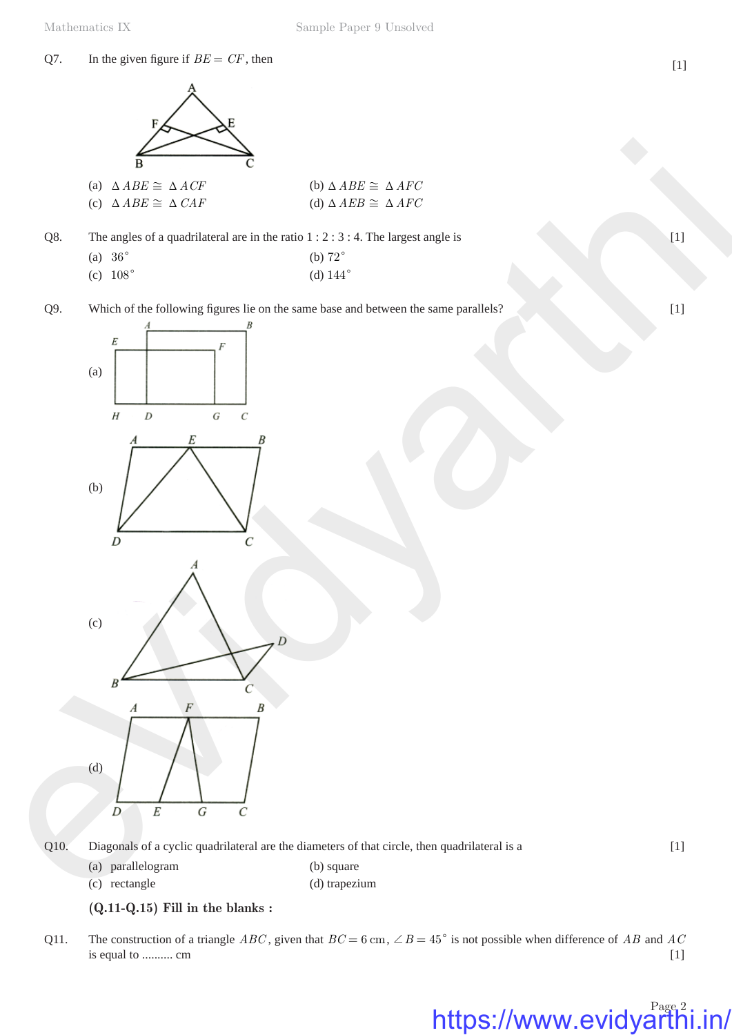Q7. In the given figure if $BE = CF$, then [1]

(a) $\Delta ABE \cong \Delta ACF$
(b) $\Delta ABE \cong \Delta AFC$
(c) $\Delta ABE \cong \Delta CAF$
(d) $\Delta AEB \cong \Delta AFC$

Q8. The angles of a quadrilateral are in the ratio 1 : 2 : 3 : 4. The largest angle is [1]

(a) $36^\circ$
(b) $72^\circ$
(c) $108^\circ$
(d) $144^\circ$

Q9. Which of the following figures lie on the same base and between the same parallels? [1]

(a)

(b)

(c)

(d)

Q10. Diagonals of a cyclic quadrilateral are the diameters of that circle, then quadrilateral is a [1]

(a) parallelogram
(b) square
(c) rectangle
(d) trapezium

**(Q.11-Q.15) Fill in the blanks :**

Q11. The construction of a triangle $ABC$, given that $BC = 6$ cm, $\angle B = 45^\circ$ is not possible when difference of $AB$ and $AC$ is equal to .......... cm [1]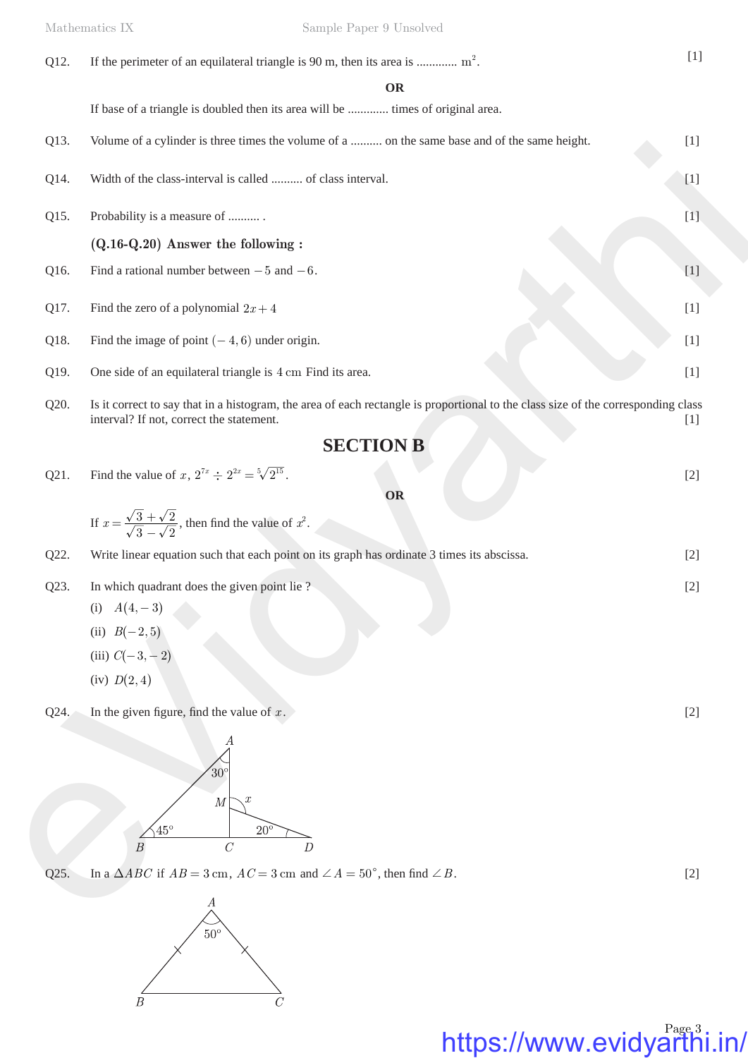Q12. If the perimeter of an equilateral triangle is 90 m, then its area is ............ $m^2$. [1]

**OR**

If base of a triangle is doubled then its area will be ............ times of original area.

Q13. Volume of a cylinder is three times the volume of a ......... on the same base and of the same height. [1]

Q14. Width of the class-interval is called ......... of class interval. [1]

Q15. Probability is a measure of ......... . [1]

**(Q.16-Q.20) Answer the following :**

Q16. Find a rational number between $-5$ and $-6$. [1]

Q17. Find the zero of a polynomial $2x+4$ [1]

Q18. Find the image of point $(-4,6)$ under origin. [1]

Q19. One side of an equilateral triangle is $4\text{ cm}$ Find its area. [1]

Q20. Is it correct to say that in a histogram, the area of each rectangle is proportional to the class size of the corresponding class interval? If not, correct the statement. [1]

## SECTION B

Q21. Find the value of $x$, $2^{7x} \div 2^{2x} = \sqrt[5]{2^{15}}$. [2]

**OR**

If $x = \frac{\sqrt{3}+\sqrt{2}}{\sqrt{3}-\sqrt{2}}$, then find the value of $x^2$.

Q22. Write linear equation such that each point on its graph has ordinate 3 times its abscissa. [2]

Q23. In which quadrant does the given point lie ? [2]

(i) $A(4,-3)$

(ii) $B(-2,5)$

(iii) $C(-3,-2)$

(iv) $D(2,4)$

Q24. In the given figure, find the value of $x$. [2]

Q25. In a $\Delta ABC$ if $AB = 3\text{ cm}$, $AC = 3\text{ cm}$ and $\angle A = 50°$, then find $\angle B$. [2]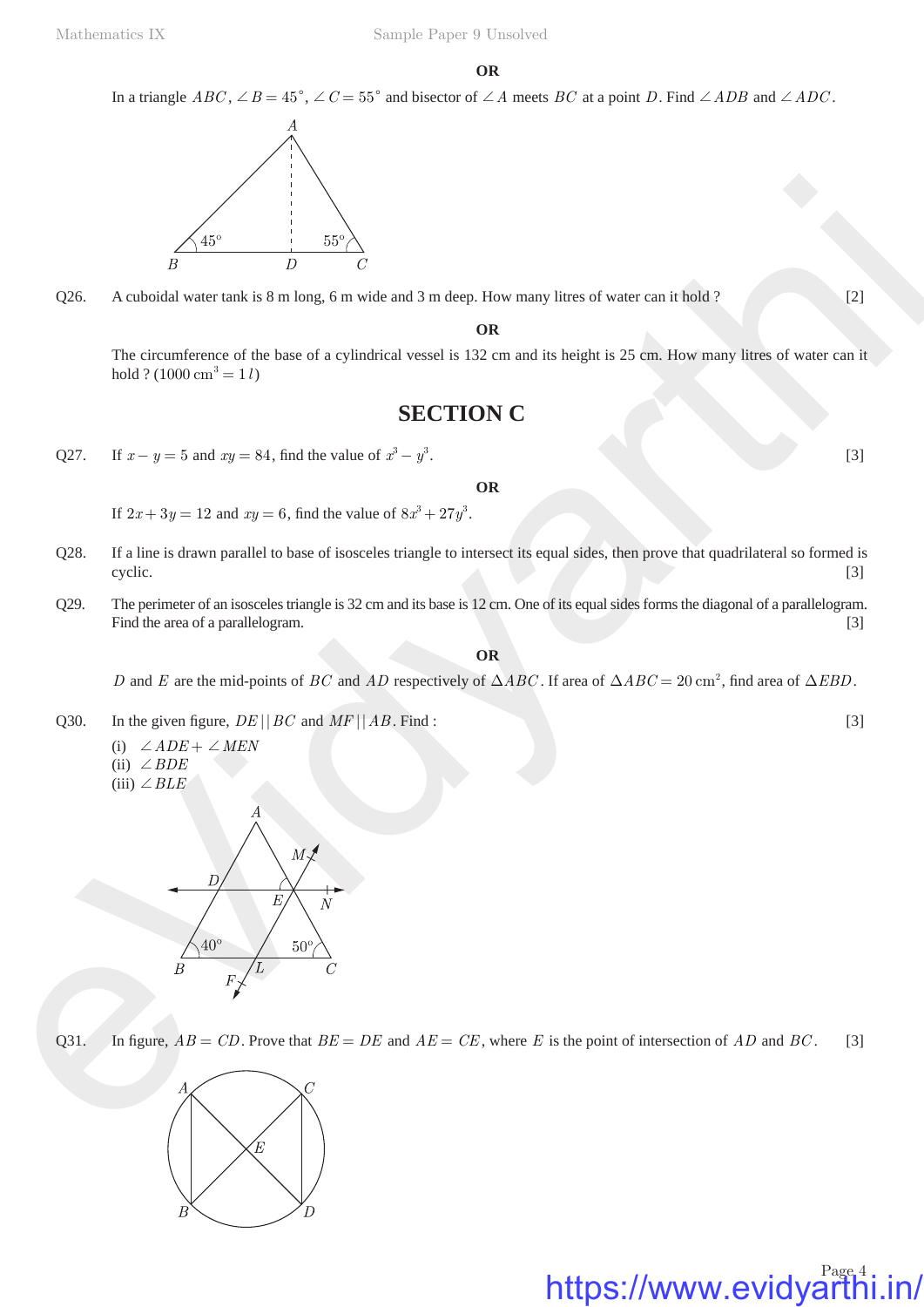**OR**

In a triangle $ABC$, $\angle B = 45^\circ$, $\angle C = 55^\circ$ and bisector of $\angle A$ meets $BC$ at a point $D$. Find $\angle ADB$ and $\angle ADC$.

Q26. A cuboidal water tank is 8 m long, 6 m wide and 3 m deep. How many litres of water can it hold ? [2]

**OR**

The circumference of the base of a cylindrical vessel is 132 cm and its height is 25 cm. How many litres of water can it hold ? ($1000\text{ cm}^3 = 1\, l$)

## SECTION C

Q27. If $x - y = 5$ and $xy = 84$, find the value of $x^3 - y^3$. [3]

**OR**

If $2x + 3y = 12$ and $xy = 6$, find the value of $8x^3 + 27y^3$.

Q28. If a line is drawn parallel to base of isosceles triangle to intersect its equal sides, then prove that quadrilateral so formed is cyclic. [3]

Q29. The perimeter of an isosceles triangle is 32 cm and its base is 12 cm. One of its equal sides forms the diagonal of a parallelogram. Find the area of a parallelogram. [3]

**OR**

$D$ and $E$ are the mid-points of $BC$ and $AD$ respectively of $\Delta ABC$. If area of $\Delta ABC = 20\text{ cm}^2$, find area of $\Delta EBD$.

Q30. In the given figure, $DE \,||\, BC$ and $MF \,||\, AB$. Find : [3]

(i) $\angle ADE + \angle MEN$
(ii) $\angle BDE$
(iii) $\angle BLE$

Q31. In figure, $AB = CD$. Prove that $BE = DE$ and $AE = CE$, where $E$ is the point of intersection of $AD$ and $BC$. [3]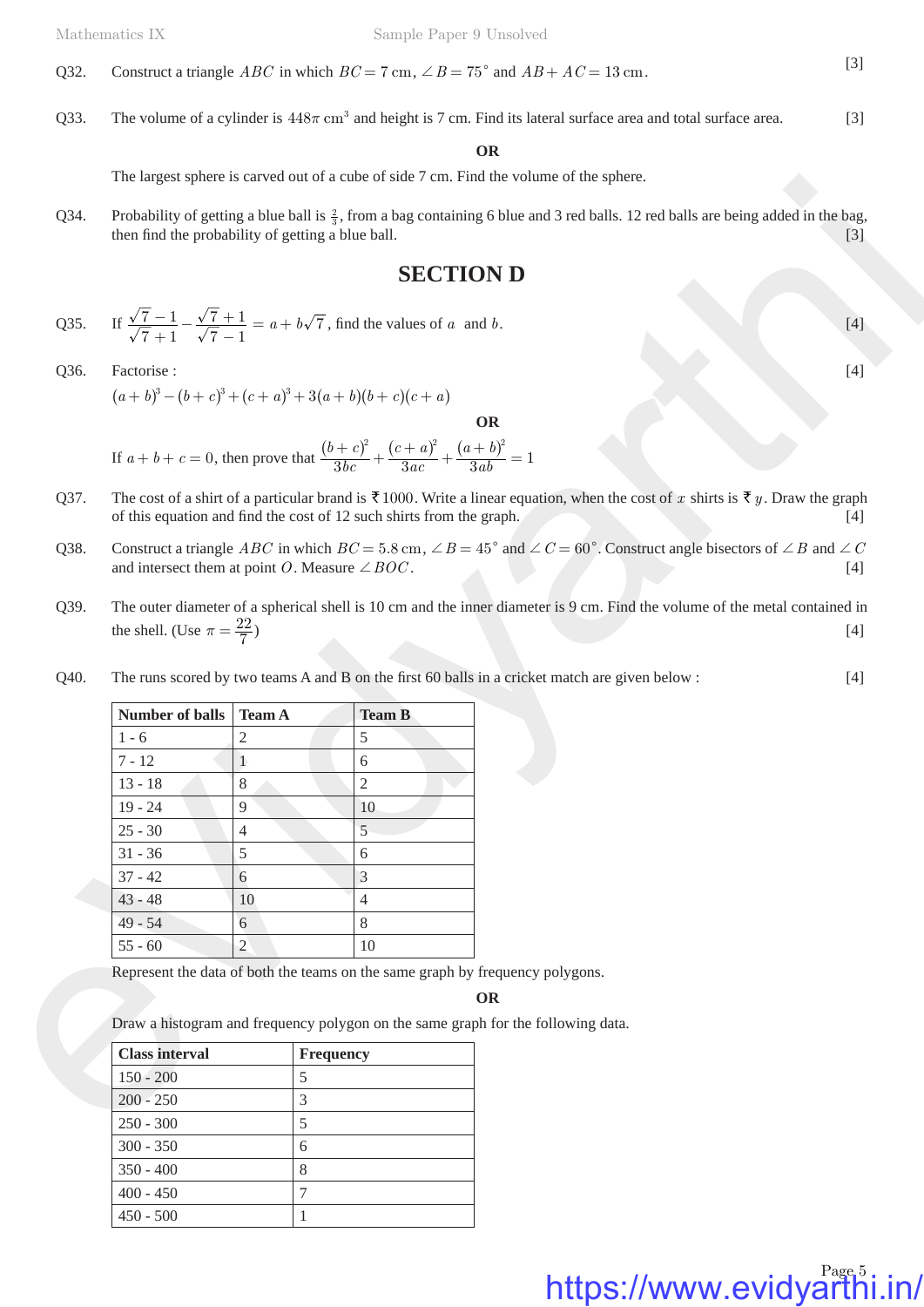Q32. Construct a triangle $ABC$ in which $BC = 7$ cm, $\angle B = 75^\circ$ and $AB + AC = 13$ cm. [3]

Q33. The volume of a cylinder is $448\pi$ cm$^3$ and height is 7 cm. Find its lateral surface area and total surface area. [3]

**OR**

The largest sphere is carved out of a cube of side 7 cm. Find the volume of the sphere.

Q34. Probability of getting a blue ball is $\frac{2}{3}$, from a bag containing 6 blue and 3 red balls. 12 red balls are being added in the bag, then find the probability of getting a blue ball. [3]

## SECTION D

Q35. If $\dfrac{\sqrt{7}-1}{\sqrt{7}+1} - \dfrac{\sqrt{7}+1}{\sqrt{7}-1} = a + b\sqrt{7}$, find the values of $a$ and $b$. [4]

Q36. Factorise : [4]

$(a+b)^3 - (b+c)^3 + (c+a)^3 + 3(a+b)(b+c)(c+a)$

**OR**

If $a + b + c = 0$, then prove that $\dfrac{(b+c)^2}{3bc} + \dfrac{(c+a)^2}{3ac} + \dfrac{(a+b)^2}{3ab} = 1$

Q37. The cost of a shirt of a particular brand is ₹ $1000$. Write a linear equation, when the cost of $x$ shirts is ₹ $y$. Draw the graph of this equation and find the cost of 12 such shirts from the graph. [4]

Q38. Construct a triangle $ABC$ in which $BC = 5.8$ cm, $\angle B = 45^\circ$ and $\angle C = 60^\circ$. Construct angle bisectors of $\angle B$ and $\angle C$ and intersect them at point $O$. Measure $\angle BOC$. [4]

Q39. The outer diameter of a spherical shell is 10 cm and the inner diameter is 9 cm. Find the volume of the metal contained in the shell. (Use $\pi = \frac{22}{7}$) [4]

Q40. The runs scored by two teams A and B on the first 60 balls in a cricket match are given below : [4]

| Number of balls | Team A | Team B |
|---|---|---|
| 1 - 6 | 2 | 5 |
| 7 - 12 | 1 | 6 |
| 13 - 18 | 8 | 2 |
| 19 - 24 | 9 | 10 |
| 25 - 30 | 4 | 5 |
| 31 - 36 | 5 | 6 |
| 37 - 42 | 6 | 3 |
| 43 - 48 | 10 | 4 |
| 49 - 54 | 6 | 8 |
| 55 - 60 | 2 | 10 |

Represent the data of both the teams on the same graph by frequency polygons.

**OR**

Draw a histogram and frequency polygon on the same graph for the following data.

| Class interval | Frequency |
|---|---|
| 150 - 200 | 5 |
| 200 - 250 | 3 |
| 250 - 300 | 5 |
| 300 - 350 | 6 |
| 350 - 400 | 8 |
| 400 - 450 | 7 |
| 450 - 500 | 1 |